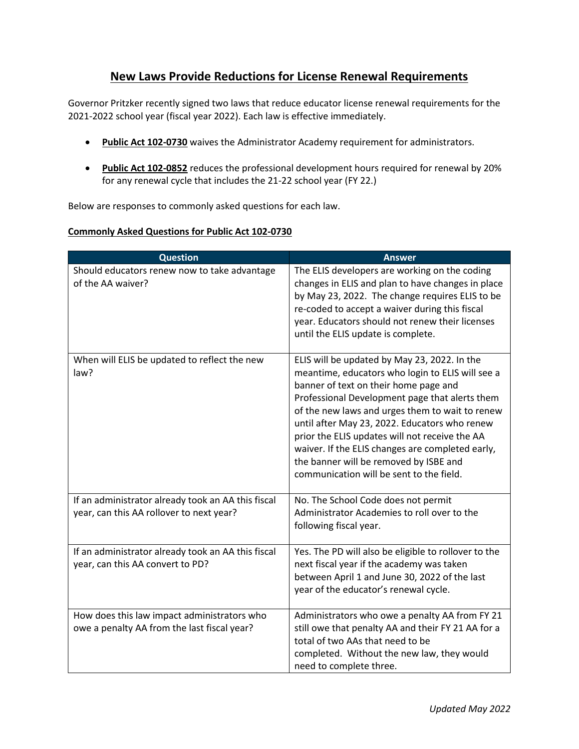# New Laws Provide Reductions for License Renewal Requirements

Governor Pritzker recently signed two laws that reduce educator license renewal requirements for the 2021-2022 school year (fiscal year 2022). Each law is effective immediately.

- **Public Act 102-0730** waives the Administrator Academy requirement for administrators.
- **Public Act 102-0852** reduces the professional development hours required for renewal by 20% for any renewal cycle that includes the 21-22 school year (FY 22.)

Below are responses to commonly asked questions for each law.

**Commonly Asked Questions for Public Act 102-0730**

| Question | Answer |
| --- | --- |
| Should educators renew now to take advantage of the AA waiver? | The ELIS developers are working on the coding changes in ELIS and plan to have changes in place by May 23, 2022. The change requires ELIS to be re-coded to accept a waiver during this fiscal year. Educators should not renew their licenses until the ELIS update is complete. |
| When will ELIS be updated to reflect the new law? | ELIS will be updated by May 23, 2022. In the meantime, educators who login to ELIS will see a banner of text on their home page and Professional Development page that alerts them of the new laws and urges them to wait to renew until after May 23, 2022. Educators who renew prior the ELIS updates will not receive the AA waiver. If the ELIS changes are completed early, the banner will be removed by ISBE and communication will be sent to the field. |
| If an administrator already took an AA this fiscal year, can this AA rollover to next year? | No. The School Code does not permit Administrator Academies to roll over to the following fiscal year. |
| If an administrator already took an AA this fiscal year, can this AA convert to PD? | Yes. The PD will also be eligible to rollover to the next fiscal year if the academy was taken between April 1 and June 30, 2022 of the last year of the educator's renewal cycle. |
| How does this law impact administrators who owe a penalty AA from the last fiscal year? | Administrators who owe a penalty AA from FY 21 still owe that penalty AA and their FY 21 AA for a total of two AAs that need to be completed. Without the new law, they would need to complete three. |

*Updated May 2022*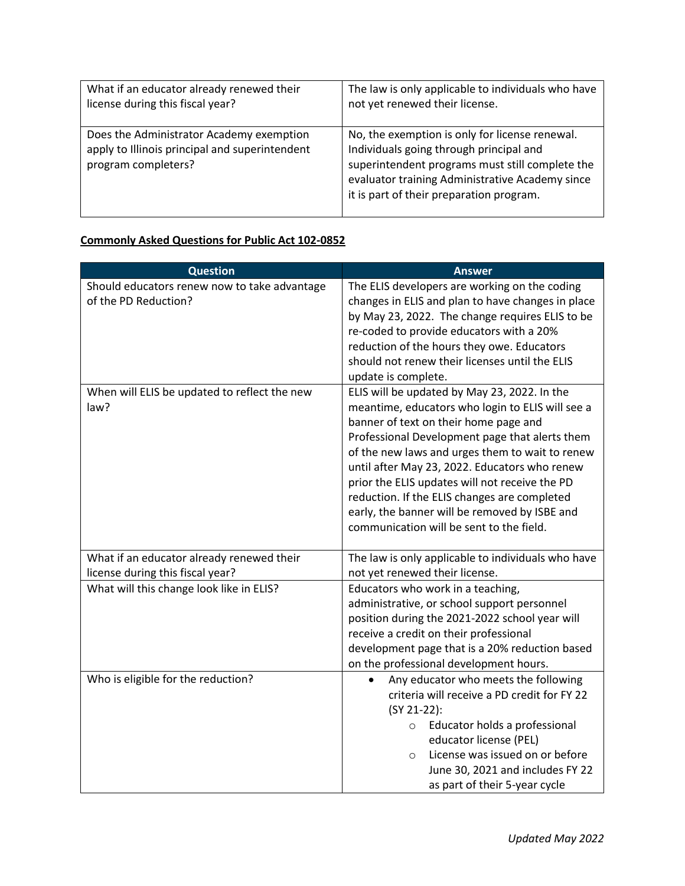| | |
|---|---|
| What if an educator already renewed their license during this fiscal year? | The law is only applicable to individuals who have not yet renewed their license. |
| Does the Administrator Academy exemption apply to Illinois principal and superintendent program completers? | No, the exemption is only for license renewal. Individuals going through principal and superintendent programs must still complete the evaluator training Administrative Academy since it is part of their preparation program. |

**Commonly Asked Questions for Public Act 102-0852**

| Question | Answer |
|---|---|
| Should educators renew now to take advantage of the PD Reduction? | The ELIS developers are working on the coding changes in ELIS and plan to have changes in place by May 23, 2022. The change requires ELIS to be re-coded to provide educators with a 20% reduction of the hours they owe. Educators should not renew their licenses until the ELIS update is complete. |
| When will ELIS be updated to reflect the new law? | ELIS will be updated by May 23, 2022. In the meantime, educators who login to ELIS will see a banner of text on their home page and Professional Development page that alerts them of the new laws and urges them to wait to renew until after May 23, 2022. Educators who renew prior the ELIS updates will not receive the PD reduction. If the ELIS changes are completed early, the banner will be removed by ISBE and communication will be sent to the field. |
| What if an educator already renewed their license during this fiscal year? | The law is only applicable to individuals who have not yet renewed their license. |
| What will this change look like in ELIS? | Educators who work in a teaching, administrative, or school support personnel position during the 2021-2022 school year will receive a credit on their professional development page that is a 20% reduction based on the professional development hours. |
| Who is eligible for the reduction? | • Any educator who meets the following criteria will receive a PD credit for FY 22 (SY 21-22):<br>  ○ Educator holds a professional educator license (PEL)<br>  ○ License was issued on or before June 30, 2021 and includes FY 22 as part of their 5-year cycle |

*Updated May 2022*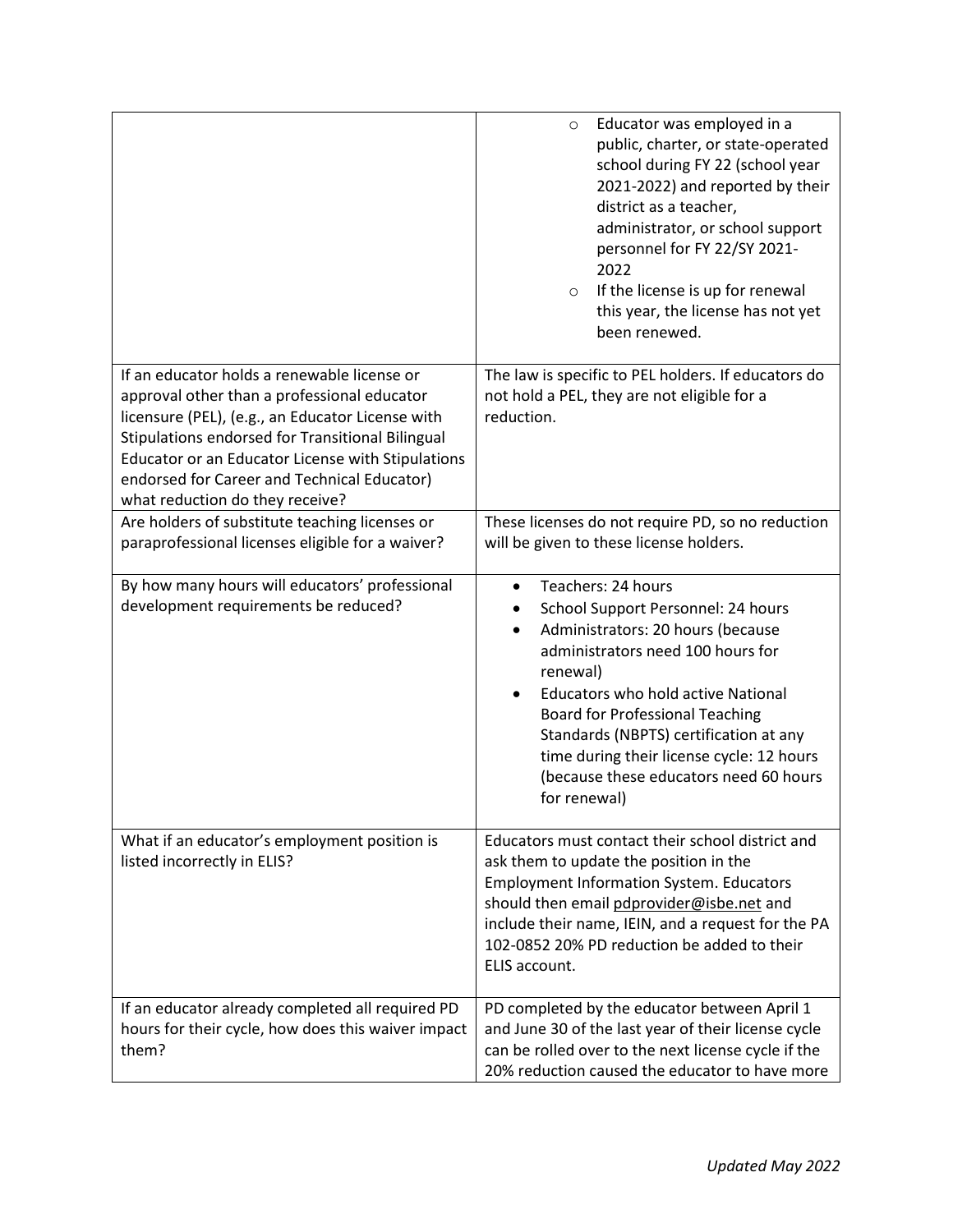| | |
|---|---|
| | ◦ Educator was employed in a public, charter, or state-operated school during FY 22 (school year 2021-2022) and reported by their district as a teacher, administrator, or school support personnel for FY 22/SY 2021-2022<br>◦ If the license is up for renewal this year, the license has not yet been renewed. |
| If an educator holds a renewable license or approval other than a professional educator licensure (PEL), (e.g., an Educator License with Stipulations endorsed for Transitional Bilingual Educator or an Educator License with Stipulations endorsed for Career and Technical Educator) what reduction do they receive? | The law is specific to PEL holders. If educators do not hold a PEL, they are not eligible for a reduction. |
| Are holders of substitute teaching licenses or paraprofessional licenses eligible for a waiver? | These licenses do not require PD, so no reduction will be given to these license holders. |
| By how many hours will educators' professional development requirements be reduced? | • Teachers: 24 hours<br>• School Support Personnel: 24 hours<br>• Administrators: 20 hours (because administrators need 100 hours for renewal)<br>• Educators who hold active National Board for Professional Teaching Standards (NBPTS) certification at any time during their license cycle: 12 hours (because these educators need 60 hours for renewal) |
| What if an educator's employment position is listed incorrectly in ELIS? | Educators must contact their school district and ask them to update the position in the Employment Information System. Educators should then email pdprovider@isbe.net and include their name, IEIN, and a request for the PA 102-0852 20% PD reduction be added to their ELIS account. |
| If an educator already completed all required PD hours for their cycle, how does this waiver impact them? | PD completed by the educator between April 1 and June 30 of the last year of their license cycle can be rolled over to the next license cycle if the 20% reduction caused the educator to have more |

*Updated May 2022*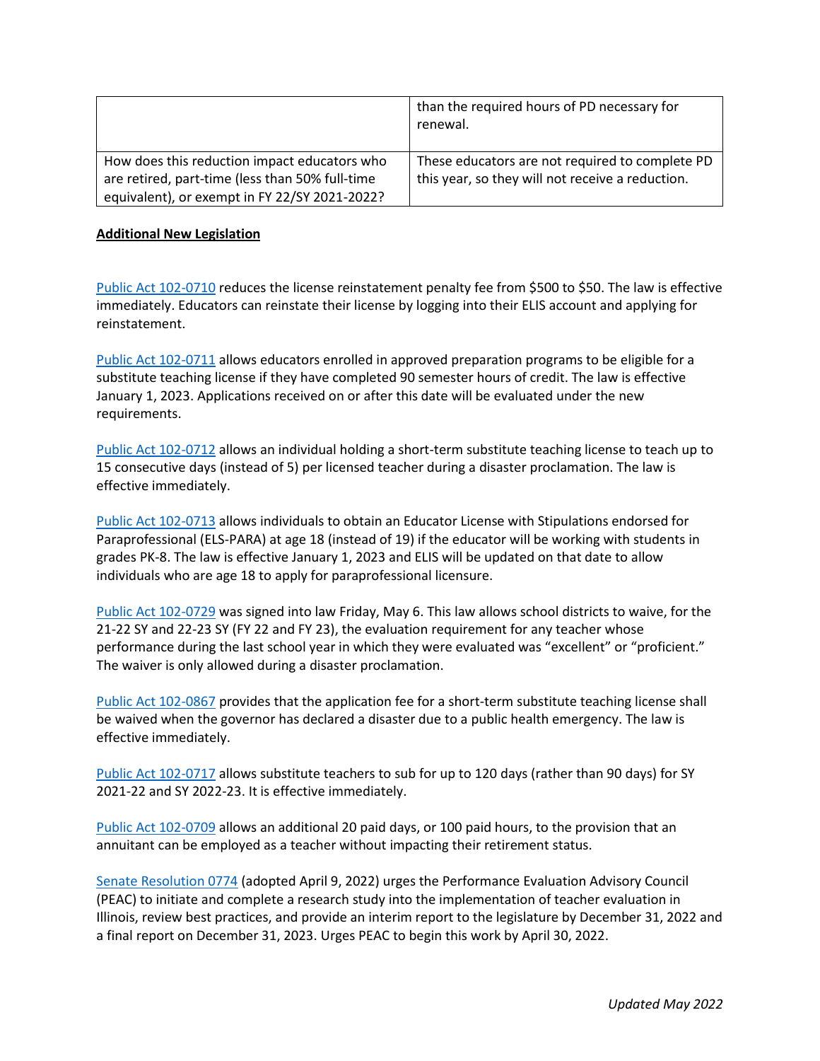| | |
|---|---|
| | than the required hours of PD necessary for renewal. |
| How does this reduction impact educators who are retired, part-time (less than 50% full-time equivalent), or exempt in FY 22/SY 2021-2022? | These educators are not required to complete PD this year, so they will not receive a reduction. |

**Additional New Legislation**

Public Act 102-0710 reduces the license reinstatement penalty fee from $500 to $50. The law is effective immediately. Educators can reinstate their license by logging into their ELIS account and applying for reinstatement.

Public Act 102-0711 allows educators enrolled in approved preparation programs to be eligible for a substitute teaching license if they have completed 90 semester hours of credit. The law is effective January 1, 2023. Applications received on or after this date will be evaluated under the new requirements.

Public Act 102-0712 allows an individual holding a short-term substitute teaching license to teach up to 15 consecutive days (instead of 5) per licensed teacher during a disaster proclamation. The law is effective immediately.

Public Act 102-0713 allows individuals to obtain an Educator License with Stipulations endorsed for Paraprofessional (ELS-PARA) at age 18 (instead of 19) if the educator will be working with students in grades PK-8. The law is effective January 1, 2023 and ELIS will be updated on that date to allow individuals who are age 18 to apply for paraprofessional licensure.

Public Act 102-0729 was signed into law Friday, May 6. This law allows school districts to waive, for the 21-22 SY and 22-23 SY (FY 22 and FY 23), the evaluation requirement for any teacher whose performance during the last school year in which they were evaluated was "excellent" or "proficient." The waiver is only allowed during a disaster proclamation.

Public Act 102-0867 provides that the application fee for a short-term substitute teaching license shall be waived when the governor has declared a disaster due to a public health emergency. The law is effective immediately.

Public Act 102-0717 allows substitute teachers to sub for up to 120 days (rather than 90 days) for SY 2021-22 and SY 2022-23. It is effective immediately.

Public Act 102-0709 allows an additional 20 paid days, or 100 paid hours, to the provision that an annuitant can be employed as a teacher without impacting their retirement status.

Senate Resolution 0774 (adopted April 9, 2022) urges the Performance Evaluation Advisory Council (PEAC) to initiate and complete a research study into the implementation of teacher evaluation in Illinois, review best practices, and provide an interim report to the legislature by December 31, 2022 and a final report on December 31, 2023. Urges PEAC to begin this work by April 30, 2022.

*Updated May 2022*